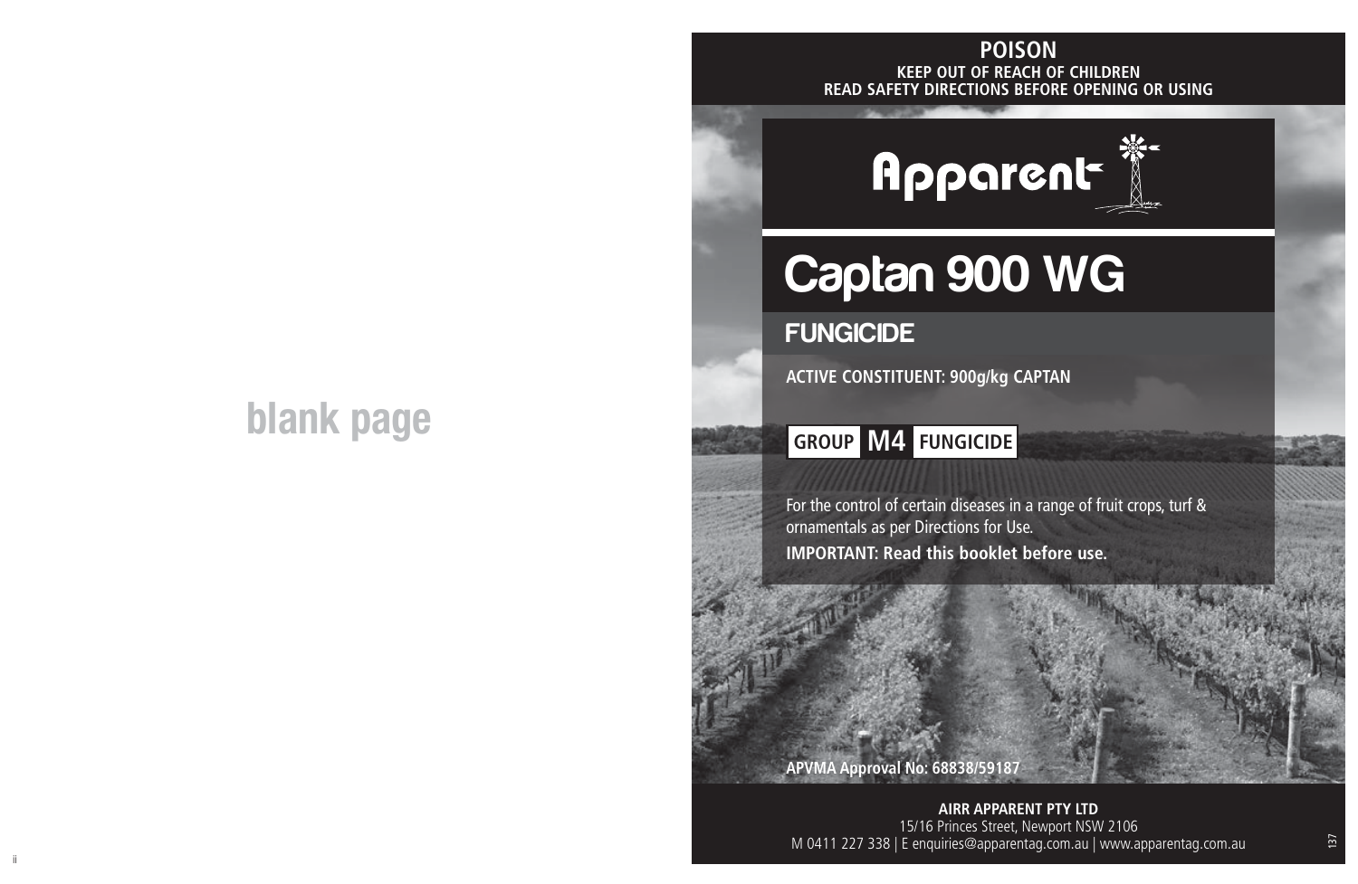blank page

**POISON**
**KEEP OUT OF REACH OF CHILDREN**
**READ SAFETY DIRECTIONS BEFORE OPENING OR USING**

Apparent

# Captan 900 WG

## FUNGICIDE

**ACTIVE CONSTITUENT: 900g/kg CAPTAN**

**GROUP M4 FUNGICIDE**

For the control of certain diseases in a range of fruit crops, turf & ornamentals as per Directions for Use.

**IMPORTANT: Read this booklet before use.**

**APVMA Approval No: 68838/59187**

**AIRR APPARENT PTY LTD**
15/16 Princes Street, Newport NSW 2106
M 0411 227 338 | E enquiries@apparentag.com.au | www.apparentag.com.au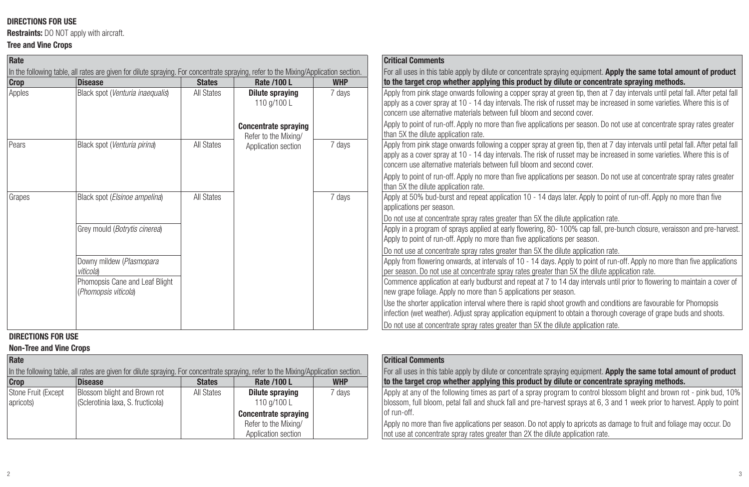**DIRECTIONS FOR USE**

**Restraints:** DO NOT apply with aircraft.

**Tree and Vine Crops**

In the following table, all rates are given for dilute spraying. For concentrate spraying, refer to the Mixing/Application section.

For all uses in this table apply by dilute or concentrate spraying equipment. **Apply the same total amount of product to the target crop whether applying this product by dilute or concentrate spraying methods.**

| Crop | Disease | States | Rate /100 L | WHP | Critical Comments |
| --- | --- | --- | --- | --- | --- |
| Apples | Black spot (*Venturia inaequalis*) | All States | **Dilute spraying** 110 g/100 L<br><br>**Concentrate spraying** Refer to the Mixing/ Application section | 7 days | Apply from pink stage onwards following a copper spray at green tip, then at 7 day intervals until petal fall. After petal fall apply as a cover spray at 10 - 14 day intervals. The risk of russet may be increased in some varieties. Where this is of concern use alternative materials between full bloom and second cover.<br><br>Apply to point of run-off. Apply no more than five applications per season. Do not use at concentrate spray rates greater than 5X the dilute application rate. |
| Pears | Black spot (*Venturia pirina*) | All States | | 7 days | Apply from pink stage onwards following a copper spray at green tip, then at 7 day intervals until petal fall. After petal fall apply as a cover spray at 10 - 14 day intervals. The risk of russet may be increased in some varieties. Where this is of concern use alternative materials between full bloom and second cover.<br><br>Apply to point of run-off. Apply no more than five applications per season. Do not use at concentrate spray rates greater than 5X the dilute application rate. |
| Grapes | Black spot (*Elsinoe ampelina*) | All States | | 7 days | Apply at 50% bud-burst and repeat application 10 - 14 days later. Apply to point of run-off. Apply no more than five applications per season.<br><br>Do not use at concentrate spray rates greater than 5X the dilute application rate. |
| | Grey mould (*Botrytis cinerea*) | | | | Apply in a program of sprays applied at early flowering, 80- 100% cap fall, pre-bunch closure, veraisson and pre-harvest. Apply to point of run-off. Apply no more than five applications per season.<br><br>Do not use at concentrate spray rates greater than 5X the dilute application rate. |
| | Downy mildew (*Plasmopara viticola*) | | | | Apply from flowering onwards, at intervals of 10 - 14 days. Apply to point of run-off. Apply no more than five applications per season. Do not use at concentrate spray rates greater than 5X the dilute application rate. |
| | Phomopsis Cane and Leaf Blight (*Phomopsis viticola*) | | | | Commence application at early budburst and repeat at 7 to 14 day intervals until prior to flowering to maintain a cover of new grape foliage. Apply no more than 5 applications per season.<br><br>Use the shorter application interval where there is rapid shoot growth and conditions are favourable for Phomopsis infection (wet weather). Adjust spray application equipment to obtain a thorough coverage of grape buds and shoots.<br><br>Do not use at concentrate spray rates greater than 5X the dilute application rate. |

**DIRECTIONS FOR USE**

**Non-Tree and Vine Crops**

In the following table, all rates are given for dilute spraying. For concentrate spraying, refer to the Mixing/Application section.

For all uses in this table apply by dilute or concentrate spraying equipment. **Apply the same total amount of product to the target crop whether applying this product by dilute or concentrate spraying methods.**

| Crop | Disease | States | Rate /100 L | WHP | Critical Comments |
| --- | --- | --- | --- | --- | --- |
| Stone Fruit (Except apricots) | Blossom blight and Brown rot (Sclerotinia laxa, S. fructicola) | All States | **Dilute spraying** 110 g/100 L<br><br>**Concentrate spraying** Refer to the Mixing/ Application section | 7 days | Apply at any of the following times as part of a spray program to control blossom blight and brown rot - pink bud, 10% blossom, full bloom, petal fall and shuck fall and pre-harvest sprays at 6, 3 and 1 week prior to harvest. Apply to point of run-off.<br><br>Apply no more than five applications per season. Do not apply to apricots as damage to fruit and foliage may occur. Do not use at concentrate spray rates greater than 2X the dilute application rate. |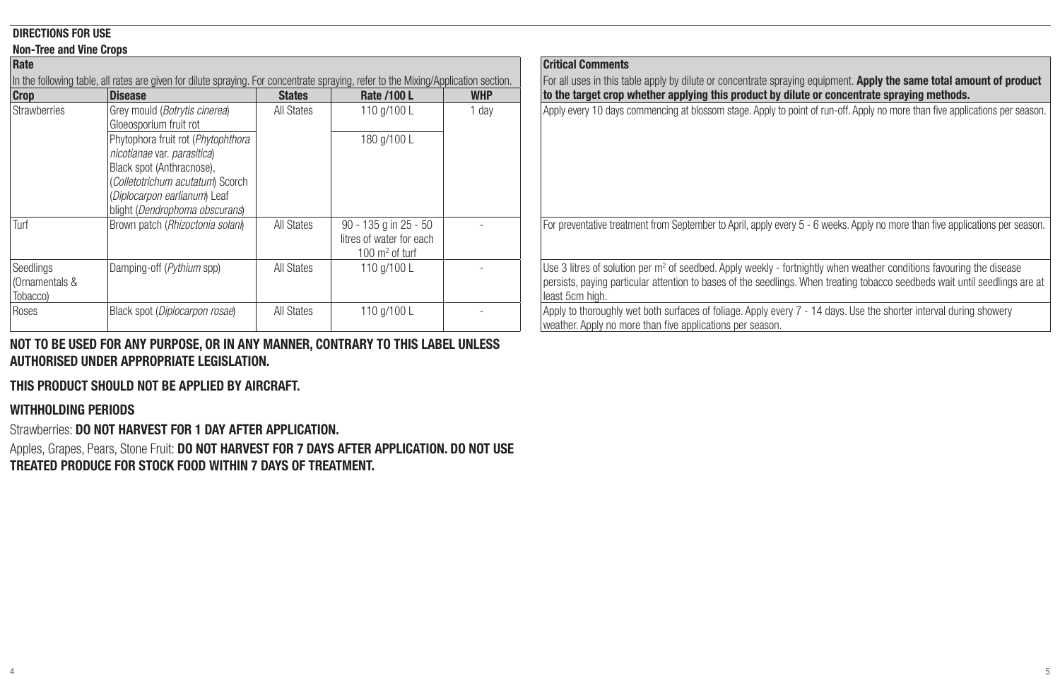**DIRECTIONS FOR USE**

**Non-Tree and Vine Crops**

**Rate**

In the following table, all rates are given for dilute spraying. For concentrate spraying, refer to the Mixing/Application section.

**Critical Comments**

For all uses in this table apply by dilute or concentrate spraying equipment. **Apply the same total amount of product to the target crop whether applying this product by dilute or concentrate spraying methods.**

| Crop | Disease | States | Rate /100 L | WHP | Critical Comments |
|---|---|---|---|---|---|
| Strawberries | Grey mould (*Botrytis cinerea*) Gloeosporium fruit rot | All States | 110 g/100 L | 1 day | Apply every 10 days commencing at blossom stage. Apply to point of run-off. Apply no more than five applications per season. |
| | Phytophora fruit rot (*Phytophthora nicotianae* var. *parasitica*) Black spot (Anthracnose), (*Colletotrichum acutatum*) Scorch (*Diplocarpon earlianum*) Leaf blight (*Dendrophoma obscurans*) | | 180 g/100 L | | |
| Turf | Brown patch (*Rhizoctonia solani*) | All States | 90 - 135 g in 25 - 50 litres of water for each 100 m$^2$ of turf | - | For preventative treatment from September to April, apply every 5 - 6 weeks. Apply no more than five applications per season. |
| Seedlings (Ornamentals & Tobacco) | Damping-off (*Pythium* spp) | All States | 110 g/100 L | - | Use 3 litres of solution per m$^2$ of seedbed. Apply weekly - fortnightly when weather conditions favouring the disease persists, paying particular attention to bases of the seedlings. When treating tobacco seedbeds wait until seedlings are at least 5cm high. |
| Roses | Black spot (*Diplocarpon rosae*) | All States | 110 g/100 L | - | Apply to thoroughly wet both surfaces of foliage. Apply every 7 - 14 days. Use the shorter interval during showery weather. Apply no more than five applications per season. |

**NOT TO BE USED FOR ANY PURPOSE, OR IN ANY MANNER, CONTRARY TO THIS LABEL UNLESS AUTHORISED UNDER APPROPRIATE LEGISLATION.**

**THIS PRODUCT SHOULD NOT BE APPLIED BY AIRCRAFT.**

**WITHHOLDING PERIODS**

Strawberries: **DO NOT HARVEST FOR 1 DAY AFTER APPLICATION.**

Apples, Grapes, Pears, Stone Fruit: **DO NOT HARVEST FOR 7 DAYS AFTER APPLICATION. DO NOT USE TREATED PRODUCE FOR STOCK FOOD WITHIN 7 DAYS OF TREATMENT.**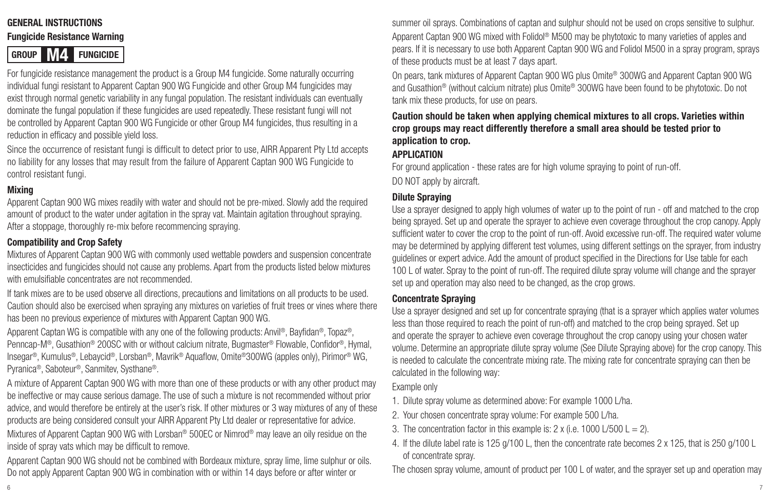## GENERAL INSTRUCTIONS

### Fungicide Resistance Warning

**GROUP M4 FUNGICIDE**

For fungicide resistance management the product is a Group M4 fungicide. Some naturally occurring individual fungi resistant to Apparent Captan 900 WG Fungicide and other Group M4 fungicides may exist through normal genetic variability in any fungal population. The resistant individuals can eventually dominate the fungal population if these fungicides are used repeatedly. These resistant fungi will not be controlled by Apparent Captan 900 WG Fungicide or other Group M4 fungicides, thus resulting in a reduction in efficacy and possible yield loss.

Since the occurrence of resistant fungi is difficult to detect prior to use, AIRR Apparent Pty Ltd accepts no liability for any losses that may result from the failure of Apparent Captan 900 WG Fungicide to control resistant fungi.

### Mixing

Apparent Captan 900 WG mixes readily with water and should not be pre-mixed. Slowly add the required amount of product to the water under agitation in the spray vat. Maintain agitation throughout spraying. After a stoppage, thoroughly re-mix before recommencing spraying.

### Compatibility and Crop Safety

Mixtures of Apparent Captan 900 WG with commonly used wettable powders and suspension concentrate insecticides and fungicides should not cause any problems. Apart from the products listed below mixtures with emulsifiable concentrates are not recommended.

If tank mixes are to be used observe all directions, precautions and limitations on all products to be used. Caution should also be exercised when spraying any mixtures on varieties of fruit trees or vines where there has been no previous experience of mixtures with Apparent Captan 900 WG.

Apparent Captan WG is compatible with any one of the following products: Anvil®, Bayfidan®, Topaz®, Penncap-M®, Gusathion® 200SC with or without calcium nitrate, Bugmaster® Flowable, Confidor®, Hymal, Insegar®, Kumulus®, Lebaycid®, Lorsban®, Mavrik® Aquaflow, Omite®300WG (apples only), Pirimor® WG, Pyranica®, Saboteur®, Sanmitev, Systhane®.

A mixture of Apparent Captan 900 WG with more than one of these products or with any other product may be ineffective or may cause serious damage. The use of such a mixture is not recommended without prior advice, and would therefore be entirely at the user's risk. If other mixtures or 3 way mixtures of any of these products are being considered consult your AIRR Apparent Pty Ltd dealer or representative for advice.

Mixtures of Apparent Captan 900 WG with Lorsban® 500EC or Nimrod® may leave an oily residue on the inside of spray vats which may be difficult to remove.

Apparent Captan 900 WG should not be combined with Bordeaux mixture, spray lime, lime sulphur or oils. Do not apply Apparent Captan 900 WG in combination with or within 14 days before or after winter or summer oil sprays. Combinations of captan and sulphur should not be used on crops sensitive to sulphur.

Apparent Captan 900 WG mixed with Folidol® M500 may be phytotoxic to many varieties of apples and pears. If it is necessary to use both Apparent Captan 900 WG and Folidol M500 in a spray program, sprays of these products must be at least 7 days apart.

On pears, tank mixtures of Apparent Captan 900 WG plus Omite® 300WG and Apparent Captan 900 WG and Gusathion® (without calcium nitrate) plus Omite® 300WG have been found to be phytotoxic. Do not tank mix these products, for use on pears.

**Caution should be taken when applying chemical mixtures to all crops. Varieties within crop groups may react differently therefore a small area should be tested prior to application to crop.**

### APPLICATION

For ground application - these rates are for high volume spraying to point of run-off.

DO NOT apply by aircraft.

### Dilute Spraying

Use a sprayer designed to apply high volumes of water up to the point of run - off and matched to the crop being sprayed. Set up and operate the sprayer to achieve even coverage throughout the crop canopy. Apply sufficient water to cover the crop to the point of run-off. Avoid excessive run-off. The required water volume may be determined by applying different test volumes, using different settings on the sprayer, from industry guidelines or expert advice. Add the amount of product specified in the Directions for Use table for each 100 L of water. Spray to the point of run-off. The required dilute spray volume will change and the sprayer set up and operation may also need to be changed, as the crop grows.

### Concentrate Spraying

Use a sprayer designed and set up for concentrate spraying (that is a sprayer which applies water volumes less than those required to reach the point of run-off) and matched to the crop being sprayed. Set up and operate the sprayer to achieve even coverage throughout the crop canopy using your chosen water volume. Determine an appropriate dilute spray volume (See Dilute Spraying above) for the crop canopy. This is needed to calculate the concentrate mixing rate. The mixing rate for concentrate spraying can then be calculated in the following way:

Example only

1. Dilute spray volume as determined above: For example 1000 L/ha.
2. Your chosen concentrate spray volume: For example 500 L/ha.
3. The concentration factor in this example is: 2 x (i.e. 1000 L/500 L = 2).
4. If the dilute label rate is 125 g/100 L, then the concentrate rate becomes 2 x 125, that is 250 g/100 L of concentrate spray.

The chosen spray volume, amount of product per 100 L of water, and the sprayer set up and operation may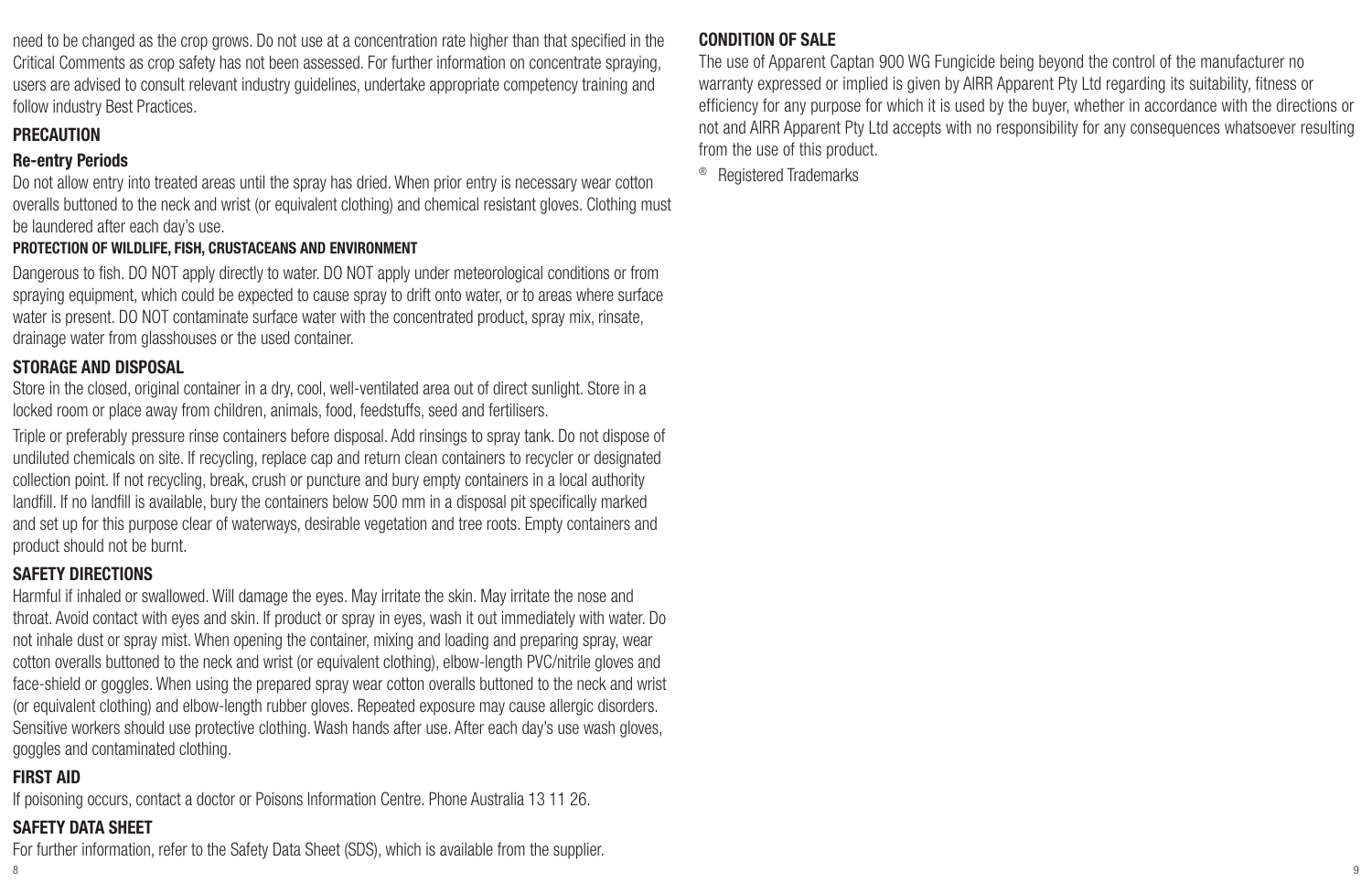need to be changed as the crop grows. Do not use at a concentration rate higher than that specified in the Critical Comments as crop safety has not been assessed. For further information on concentrate spraying, users are advised to consult relevant industry guidelines, undertake appropriate competency training and follow industry Best Practices.

## PRECAUTION

### Re-entry Periods

Do not allow entry into treated areas until the spray has dried. When prior entry is necessary wear cotton overalls buttoned to the neck and wrist (or equivalent clothing) and chemical resistant gloves. Clothing must be laundered after each day's use.

#### PROTECTION OF WILDLIFE, FISH, CRUSTACEANS AND ENVIRONMENT

Dangerous to fish. DO NOT apply directly to water. DO NOT apply under meteorological conditions or from spraying equipment, which could be expected to cause spray to drift onto water, or to areas where surface water is present. DO NOT contaminate surface water with the concentrated product, spray mix, rinsate, drainage water from glasshouses or the used container.

## STORAGE AND DISPOSAL

Store in the closed, original container in a dry, cool, well-ventilated area out of direct sunlight. Store in a locked room or place away from children, animals, food, feedstuffs, seed and fertilisers.

Triple or preferably pressure rinse containers before disposal. Add rinsings to spray tank. Do not dispose of undiluted chemicals on site. If recycling, replace cap and return clean containers to recycler or designated collection point. If not recycling, break, crush or puncture and bury empty containers in a local authority landfill. If no landfill is available, bury the containers below 500 mm in a disposal pit specifically marked and set up for this purpose clear of waterways, desirable vegetation and tree roots. Empty containers and product should not be burnt.

## SAFETY DIRECTIONS

Harmful if inhaled or swallowed. Will damage the eyes. May irritate the skin. May irritate the nose and throat. Avoid contact with eyes and skin. If product or spray in eyes, wash it out immediately with water. Do not inhale dust or spray mist. When opening the container, mixing and loading and preparing spray, wear cotton overalls buttoned to the neck and wrist (or equivalent clothing), elbow-length PVC/nitrile gloves and face-shield or goggles. When using the prepared spray wear cotton overalls buttoned to the neck and wrist (or equivalent clothing) and elbow-length rubber gloves. Repeated exposure may cause allergic disorders. Sensitive workers should use protective clothing. Wash hands after use. After each day's use wash gloves, goggles and contaminated clothing.

## FIRST AID

If poisoning occurs, contact a doctor or Poisons Information Centre. Phone Australia 13 11 26.

## SAFETY DATA SHEET

For further information, refer to the Safety Data Sheet (SDS), which is available from the supplier.

## CONDITION OF SALE

The use of Apparent Captan 900 WG Fungicide being beyond the control of the manufacturer no warranty expressed or implied is given by AIRR Apparent Pty Ltd regarding its suitability, fitness or efficiency for any purpose for which it is used by the buyer, whether in accordance with the directions or not and AIRR Apparent Pty Ltd accepts with no responsibility for any consequences whatsoever resulting from the use of this product.

® Registered Trademarks